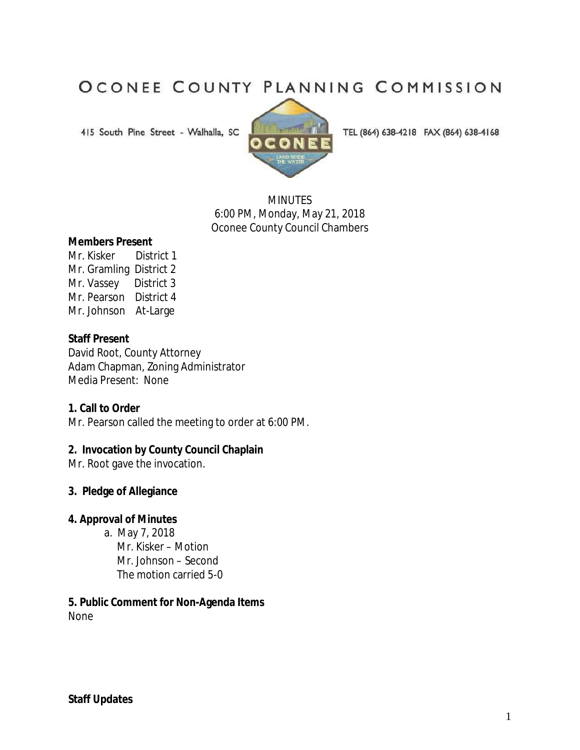# OCONEE COUNTY PLANNING COMMISSION

415 South Pine Street - Walhalla, SC

TEL (864) 638-4218 FAX (864) 638-4168

MINUTES
6:00 PM, Monday, May 21, 2018
Oconee County Council Chambers

**Members Present**
Mr. Kisker District 1
Mr. Gramling District 2
Mr. Vassey District 3
Mr. Pearson District 4
Mr. Johnson At-Large

**Staff Present**
David Root, County Attorney
Adam Chapman, Zoning Administrator
Media Present: None

**1. Call to Order**
Mr. Pearson called the meeting to order at 6:00 PM.

**2. Invocation by County Council Chaplain**
Mr. Root gave the invocation.

**3. Pledge of Allegiance**

**4. Approval of Minutes**

a. May 7, 2018
Mr. Kisker – Motion
Mr. Johnson – Second
The motion carried 5-0

**5. Public Comment for Non-Agenda Items**
None

**Staff Updates**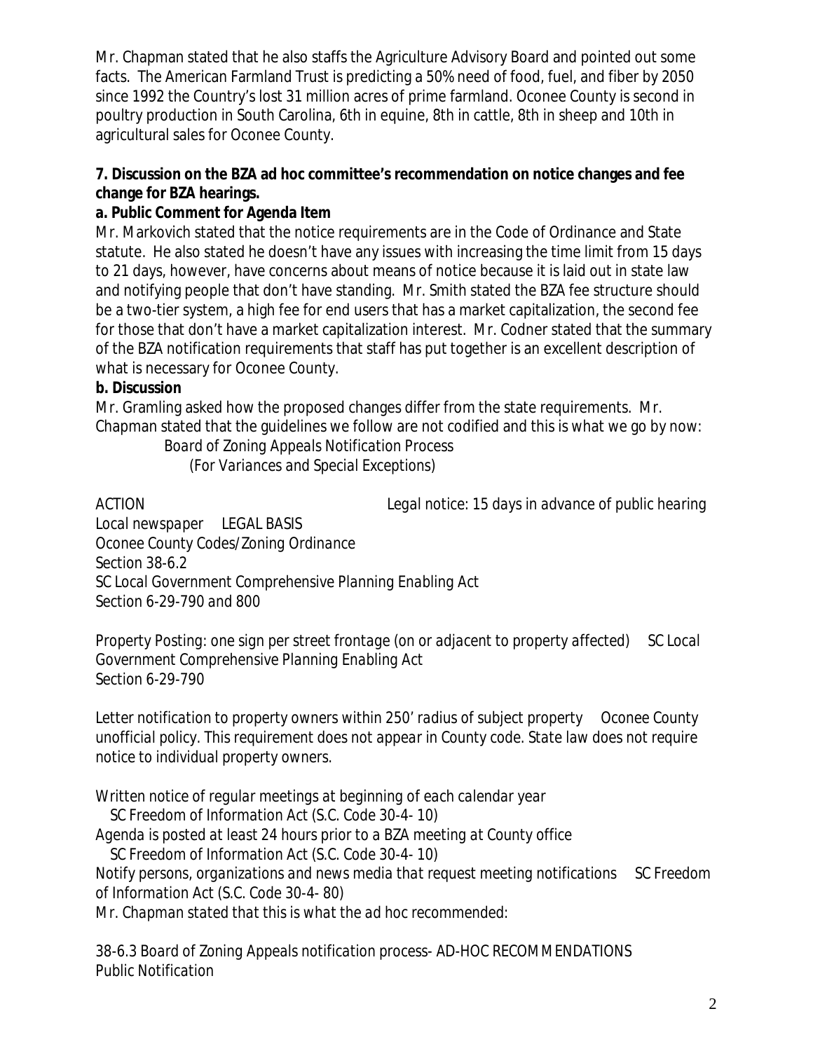Mr. Chapman stated that he also staffs the Agriculture Advisory Board and pointed out some facts. The American Farmland Trust is predicting a 50% need of food, fuel, and fiber by 2050 since 1992 the Country's lost 31 million acres of prime farmland. Oconee County is second in poultry production in South Carolina, 6th in equine, 8th in cattle, 8th in sheep and 10th in agricultural sales for Oconee County.

**7. Discussion on the BZA ad hoc committee's recommendation on notice changes and fee change for BZA hearings.**

**a. Public Comment for Agenda Item**

Mr. Markovich stated that the notice requirements are in the Code of Ordinance and State statute. He also stated he doesn't have any issues with increasing the time limit from 15 days to 21 days, however, have concerns about means of notice because it is laid out in state law and notifying people that don't have standing. Mr. Smith stated the BZA fee structure should be a two-tier system, a high fee for end users that has a market capitalization, the second fee for those that don't have a market capitalization interest. Mr. Codner stated that the summary of the BZA notification requirements that staff has put together is an excellent description of what is necessary for Oconee County.

**b. Discussion**

Mr. Gramling asked how the proposed changes differ from the state requirements. Mr. Chapman stated that the guidelines we follow are not codified and this is what we go by now:

*Board of Zoning Appeals Notification Process*
*(For Variances and Special Exceptions)*

*ACTION* *Legal notice: 15 days in advance of public hearing*
*Local newspaper* *LEGAL BASIS*
*Oconee County Codes/Zoning Ordinance*
*Section 38-6.2*
*SC Local Government Comprehensive Planning Enabling Act*
*Section 6-29-790 and 800*

*Property Posting: one sign per street frontage (on or adjacent to property affected)* *SC Local Government Comprehensive Planning Enabling Act*
*Section 6-29-790*

*Letter notification to property owners within 250' radius of subject property* *Oconee County unofficial policy. This requirement does not appear in County code. State law does not require notice to individual property owners.*

*Written notice of regular meetings at beginning of each calendar year*
*SC Freedom of Information Act (S.C. Code 30-4- 10)*
*Agenda is posted at least 24 hours prior to a BZA meeting at County office*
*SC Freedom of Information Act (S.C. Code 30-4- 10)*
*Notify persons, organizations and news media that request meeting notifications* *SC Freedom of Information Act (S.C. Code 30-4- 80)*
*Mr. Chapman stated that this is what the ad hoc recommended:*

*38-6.3 Board of Zoning Appeals notification process- AD-HOC RECOMMENDATIONS*
*Public Notification*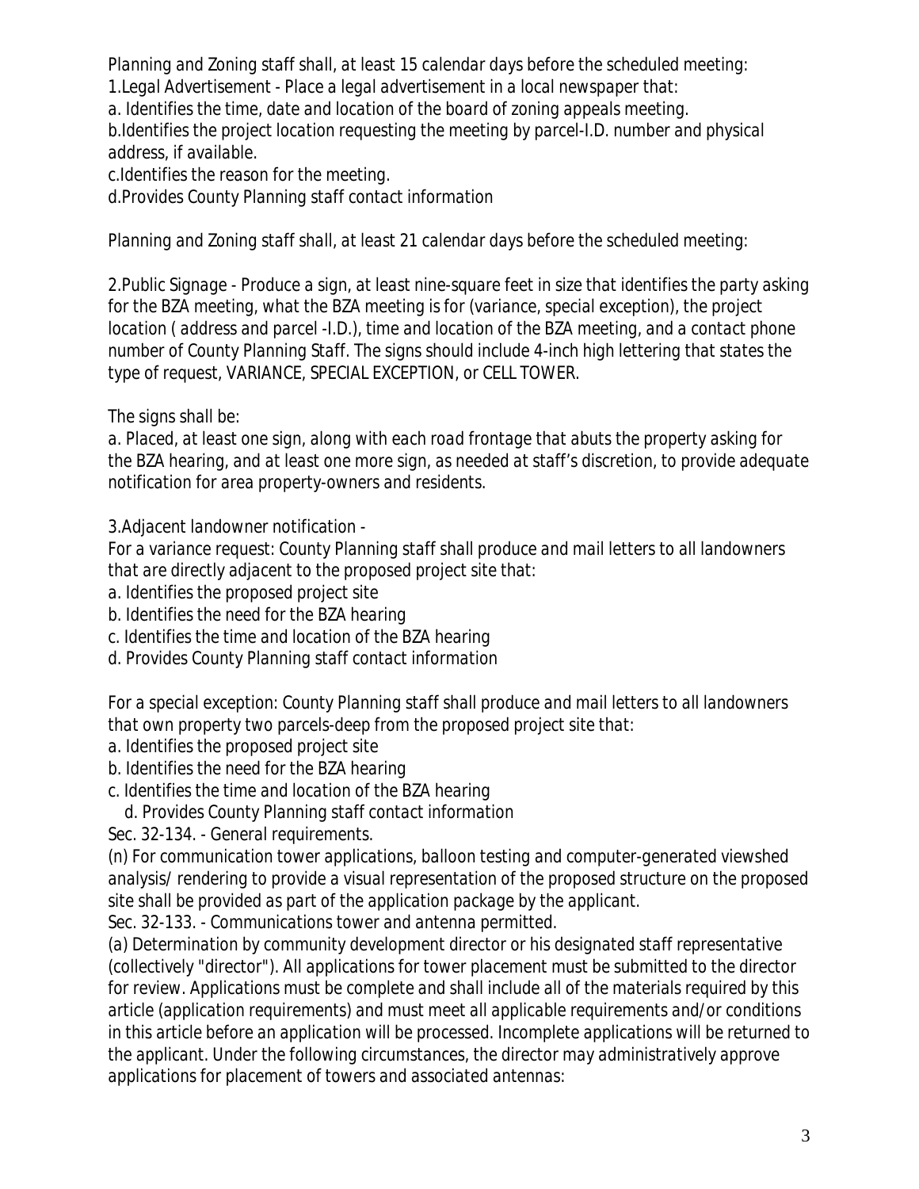Planning and Zoning staff shall, at least 15 calendar days before the scheduled meeting:

1.Legal Advertisement - Place a legal advertisement in a local newspaper that:

a. Identifies the time, date and location of the board of zoning appeals meeting.

b.Identifies the project location requesting the meeting by parcel-I.D. number and physical address, if available.

c.Identifies the reason for the meeting.

d.Provides County Planning staff contact information

Planning and Zoning staff shall, at least 21 calendar days before the scheduled meeting:

2.Public Signage - Produce a sign, at least nine-square feet in size that identifies the party asking for the BZA meeting, what the BZA meeting is for (variance, special exception), the project location ( address and parcel -I.D.), time and location of the BZA meeting, and a contact phone number of County Planning Staff. The signs should include 4-inch high lettering that states the type of request, VARIANCE, SPECIAL EXCEPTION, or CELL TOWER.

The signs shall be:

a. Placed, at least one sign, along with each road frontage that abuts the property asking for the BZA hearing, and at least one more sign, as needed at staff's discretion, to provide adequate notification for area property-owners and residents.

3.Adjacent landowner notification -

For a variance request: County Planning staff shall produce and mail letters to all landowners that are directly adjacent to the proposed project site that:

a. Identifies the proposed project site

b. Identifies the need for the BZA hearing

c. Identifies the time and location of the BZA hearing

d. Provides County Planning staff contact information

For a special exception: County Planning staff shall produce and mail letters to all landowners that own property two parcels-deep from the proposed project site that:

a. Identifies the proposed project site

b. Identifies the need for the BZA hearing

c. Identifies the time and location of the BZA hearing

d. Provides County Planning staff contact information

Sec. 32-134. - General requirements.

(n) For communication tower applications, balloon testing and computer-generated viewshed analysis/ rendering to provide a visual representation of the proposed structure on the proposed site shall be provided as part of the application package by the applicant.

Sec. 32-133. - Communications tower and antenna permitted.

(a) Determination by community development director or his designated staff representative (collectively "director"). All applications for tower placement must be submitted to the director for review. Applications must be complete and shall include all of the materials required by this article (application requirements) and must meet all applicable requirements and/or conditions in this article before an application will be processed. Incomplete applications will be returned to the applicant. Under the following circumstances, the director may administratively approve applications for placement of towers and associated antennas: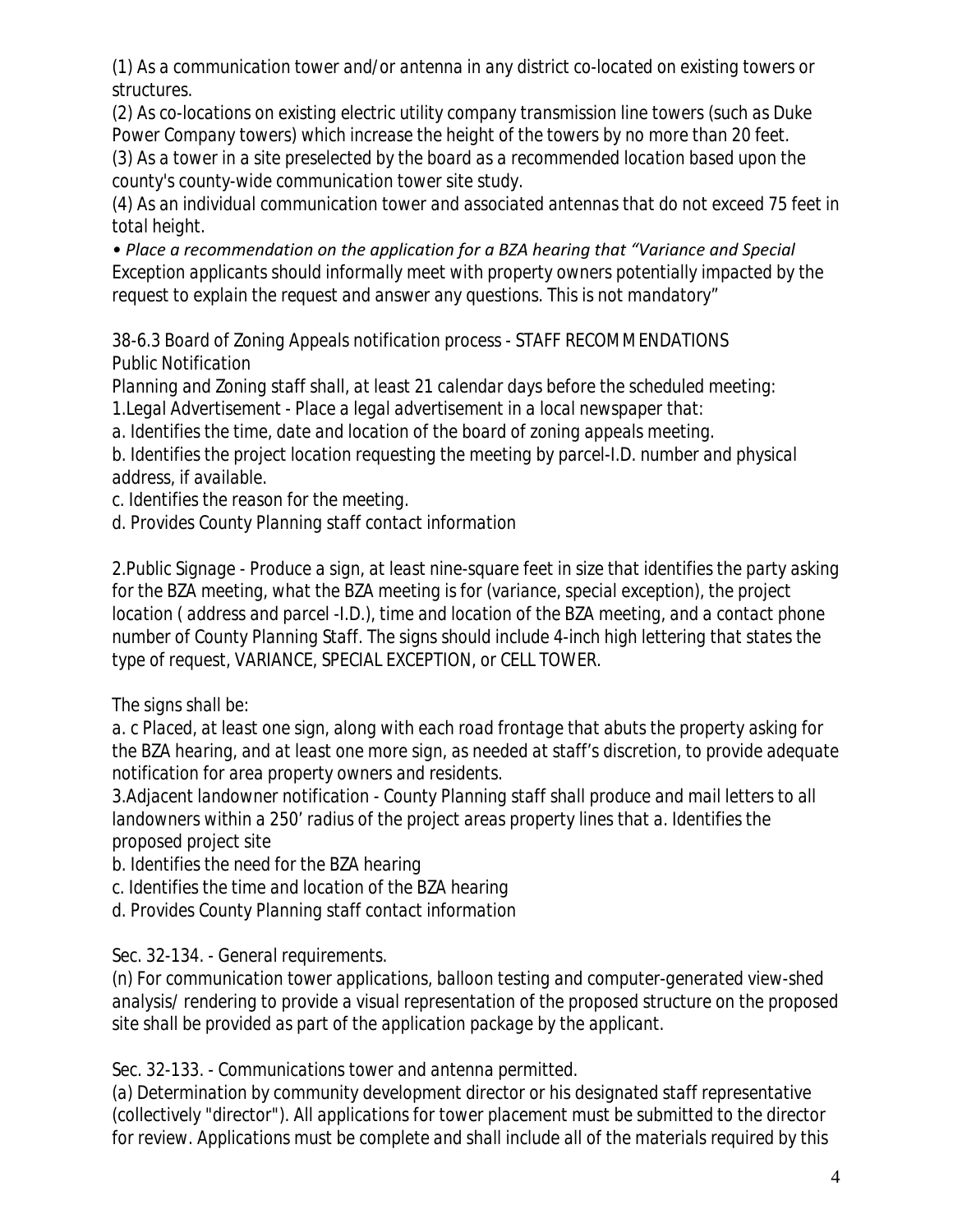(1) As a communication tower and/or antenna in any district co-located on existing towers or structures.

(2) As co-locations on existing electric utility company transmission line towers (such as Duke Power Company towers) which increase the height of the towers by no more than 20 feet.

(3) As a tower in a site preselected by the board as a recommended location based upon the county's county-wide communication tower site study.

(4) As an individual communication tower and associated antennas that do not exceed 75 feet in total height.

• *Place a recommendation on the application for a BZA hearing that "Variance and Special* Exception applicants should informally meet with property owners potentially impacted by the request to explain the request and answer any questions. This is not mandatory"

38-6.3 Board of Zoning Appeals notification process - STAFF RECOMMENDATIONS
Public Notification

Planning and Zoning staff shall, at least 21 calendar days before the scheduled meeting:

1.Legal Advertisement - Place a legal advertisement in a local newspaper that:

a. Identifies the time, date and location of the board of zoning appeals meeting.

b. Identifies the project location requesting the meeting by parcel-I.D. number and physical address, if available.

c. Identifies the reason for the meeting.

d. Provides County Planning staff contact information

2.Public Signage - Produce a sign, at least nine-square feet in size that identifies the party asking for the BZA meeting, what the BZA meeting is for (variance, special exception), the project location ( address and parcel -I.D.), time and location of the BZA meeting, and a contact phone number of County Planning Staff. The signs should include 4-inch high lettering that states the type of request, VARIANCE, SPECIAL EXCEPTION, or CELL TOWER.

The signs shall be:

a. c Placed, at least one sign, along with each road frontage that abuts the property asking for the BZA hearing, and at least one more sign, as needed at staff's discretion, to provide adequate notification for area property owners and residents.

3.Adjacent landowner notification - County Planning staff shall produce and mail letters to all landowners within a 250' radius of the project areas property lines that a. Identifies the proposed project site

b. Identifies the need for the BZA hearing

c. Identifies the time and location of the BZA hearing

d. Provides County Planning staff contact information

Sec. 32-134. - General requirements.

(n) For communication tower applications, balloon testing and computer-generated view-shed analysis/ rendering to provide a visual representation of the proposed structure on the proposed site shall be provided as part of the application package by the applicant.

Sec. 32-133. - Communications tower and antenna permitted.

(a) Determination by community development director or his designated staff representative (collectively "director"). All applications for tower placement must be submitted to the director for review. Applications must be complete and shall include all of the materials required by this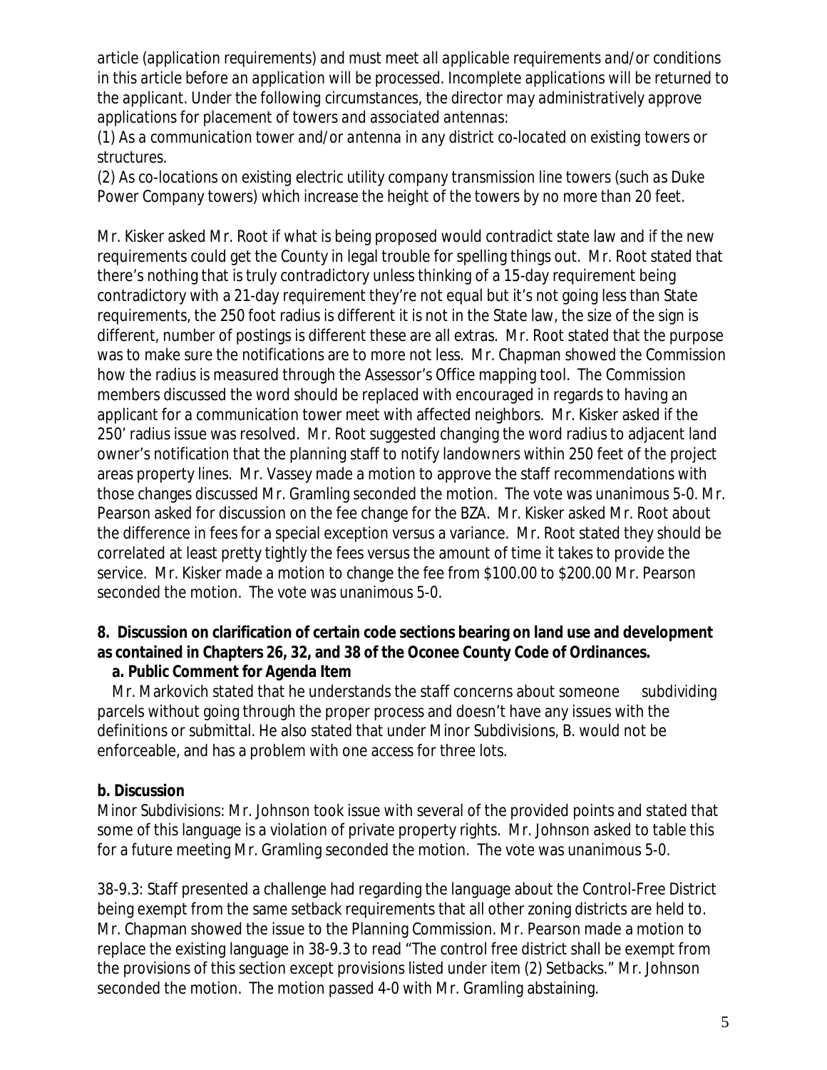*article (application requirements) and must meet all applicable requirements and/or conditions in this article before an application will be processed. Incomplete applications will be returned to the applicant. Under the following circumstances, the director may administratively approve applications for placement of towers and associated antennas:*
*(1) As a communication tower and/or antenna in any district co-located on existing towers or structures.*
*(2) As co-locations on existing electric utility company transmission line towers (such as Duke Power Company towers) which increase the height of the towers by no more than 20 feet.*

Mr. Kisker asked Mr. Root if what is being proposed would contradict state law and if the new requirements could get the County in legal trouble for spelling things out. Mr. Root stated that there's nothing that is truly contradictory unless thinking of a 15-day requirement being contradictory with a 21-day requirement they're not equal but it's not going less than State requirements, the 250 foot radius is different it is not in the State law, the size of the sign is different, number of postings is different these are all extras. Mr. Root stated that the purpose was to make sure the notifications are to more not less. Mr. Chapman showed the Commission how the radius is measured through the Assessor's Office mapping tool. The Commission members discussed the word should be replaced with encouraged in regards to having an applicant for a communication tower meet with affected neighbors. Mr. Kisker asked if the 250' radius issue was resolved. Mr. Root suggested changing the word radius to adjacent land owner's notification that the planning staff to notify landowners within 250 feet of the project areas property lines. Mr. Vassey made a motion to approve the staff recommendations with those changes discussed Mr. Gramling seconded the motion. The vote was unanimous 5-0. Mr. Pearson asked for discussion on the fee change for the BZA. Mr. Kisker asked Mr. Root about the difference in fees for a special exception versus a variance. Mr. Root stated they should be correlated at least pretty tightly the fees versus the amount of time it takes to provide the service. Mr. Kisker made a motion to change the fee from $100.00 to $200.00 Mr. Pearson seconded the motion. The vote was unanimous 5-0.

**8. Discussion on clarification of certain code sections bearing on land use and development as contained in Chapters 26, 32, and 38 of the Oconee County Code of Ordinances.**

**a. Public Comment for Agenda Item**

Mr. Markovich stated that he understands the staff concerns about someone subdividing parcels without going through the proper process and doesn't have any issues with the definitions or submittal. He also stated that under Minor Subdivisions, B. would not be enforceable, and has a problem with one access for three lots.

**b. Discussion**

Minor Subdivisions: Mr. Johnson took issue with several of the provided points and stated that some of this language is a violation of private property rights. Mr. Johnson asked to table this for a future meeting Mr. Gramling seconded the motion. The vote was unanimous 5-0.

38-9.3: Staff presented a challenge had regarding the language about the Control-Free District being exempt from the same setback requirements that all other zoning districts are held to. Mr. Chapman showed the issue to the Planning Commission. Mr. Pearson made a motion to replace the existing language in 38-9.3 to read "The control free district shall be exempt from the provisions of this section except provisions listed under item (2) Setbacks." Mr. Johnson seconded the motion. The motion passed 4-0 with Mr. Gramling abstaining.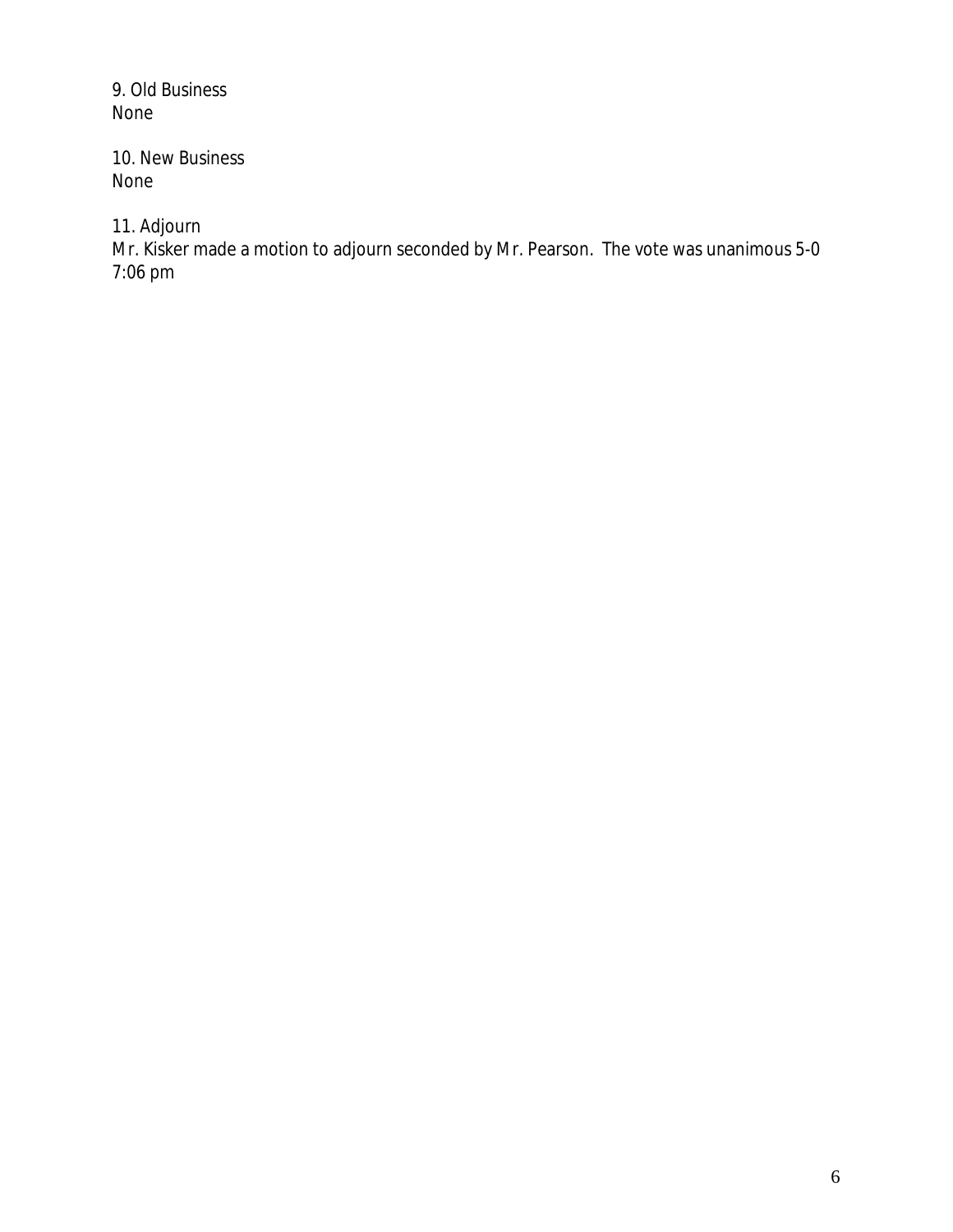9. Old Business
None

10. New Business
None

11. Adjourn
Mr. Kisker made a motion to adjourn seconded by Mr. Pearson. The vote was unanimous 5-0
7:06 pm